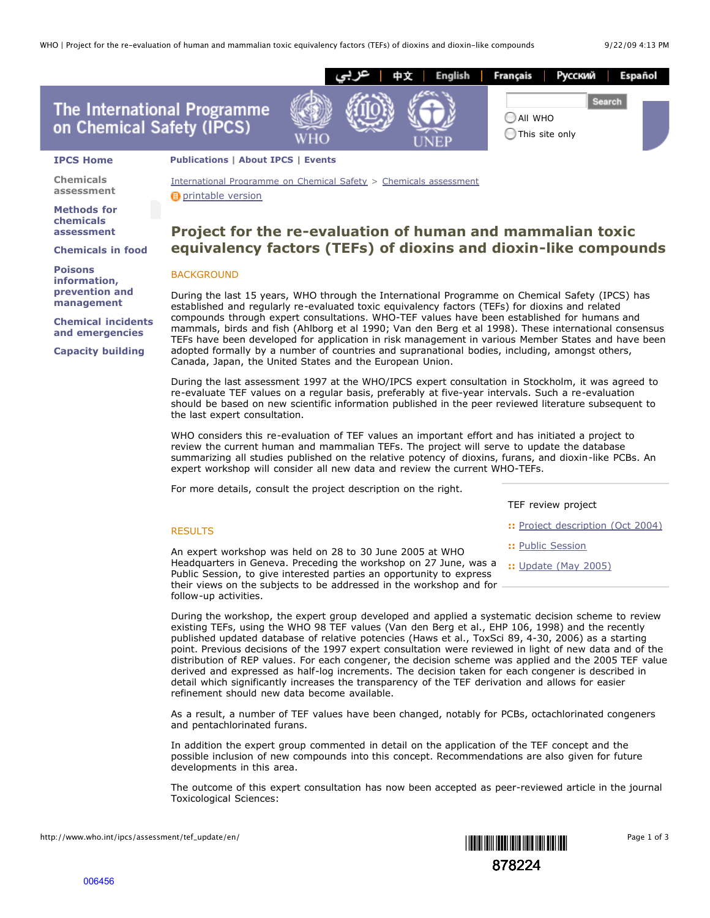# Project for the re-evaluation of human and mammalian toxic equivalency factors (TEFs) of dioxins and dioxin-like compounds

## BACKGROUND

During the last 15 years, WHO through the International Programme on Chemical Safety (IPCS) has established and regularly re-evaluated toxic equivalency factors (TEFs) for dioxins and related compounds through expert consultations. WHO-TEF values have been established for humans and mammals, birds and fish (Ahlborg et al 1990; Van den Berg et al 1998). These international consensus TEFs have been developed for application in risk management in various Member States and have been adopted formally by a number of countries and supranational bodies, including, amongst others, Canada, Japan, the United States and the European Union.

During the last assessment 1997 at the WHO/IPCS expert consultation in Stockholm, it was agreed to re-evaluate TEF values on a regular basis, preferably at five-year intervals. Such a re-evaluation should be based on new scientific information published in the peer reviewed literature subsequent to the last expert consultation.

WHO considers this re-evaluation of TEF values an important effort and has initiated a project to review the current human and mammalian TEFs. The project will serve to update the database summarizing all studies published on the relative potency of dioxins, furans, and dioxin-like PCBs. An expert workshop will consider all new data and review the current WHO-TEFs.

For more details, consult the project description on the right.

TEF review project

- :: Project description (Oct 2004)
- :: Public Session
- :: Update (May 2005)

## RESULTS

An expert workshop was held on 28 to 30 June 2005 at WHO Headquarters in Geneva. Preceding the workshop on 27 June, was a Public Session, to give interested parties an opportunity to express their views on the subjects to be addressed in the workshop and for follow-up activities.

During the workshop, the expert group developed and applied a systematic decision scheme to review existing TEFs, using the WHO 98 TEF values (Van den Berg et al., EHP 106, 1998) and the recently published updated database of relative potencies (Haws et al., ToxSci 89, 4-30, 2006) as a starting point. Previous decisions of the 1997 expert consultation were reviewed in light of new data and of the distribution of REP values. For each congener, the decision scheme was applied and the 2005 TEF value derived and expressed as half-log increments. The decision taken for each congener is described in detail which significantly increases the transparency of the TEF derivation and allows for easier refinement should new data become available.

As a result, a number of TEF values have been changed, notably for PCBs, octachlorinated congeners and pentachlorinated furans.

In addition the expert group commented in detail on the application of the TEF concept and the possible inclusion of new compounds into this concept. Recommendations are also given for future developments in this area.

The outcome of this expert consultation has now been accepted as peer-reviewed article in the journal Toxicological Sciences:

878224

006456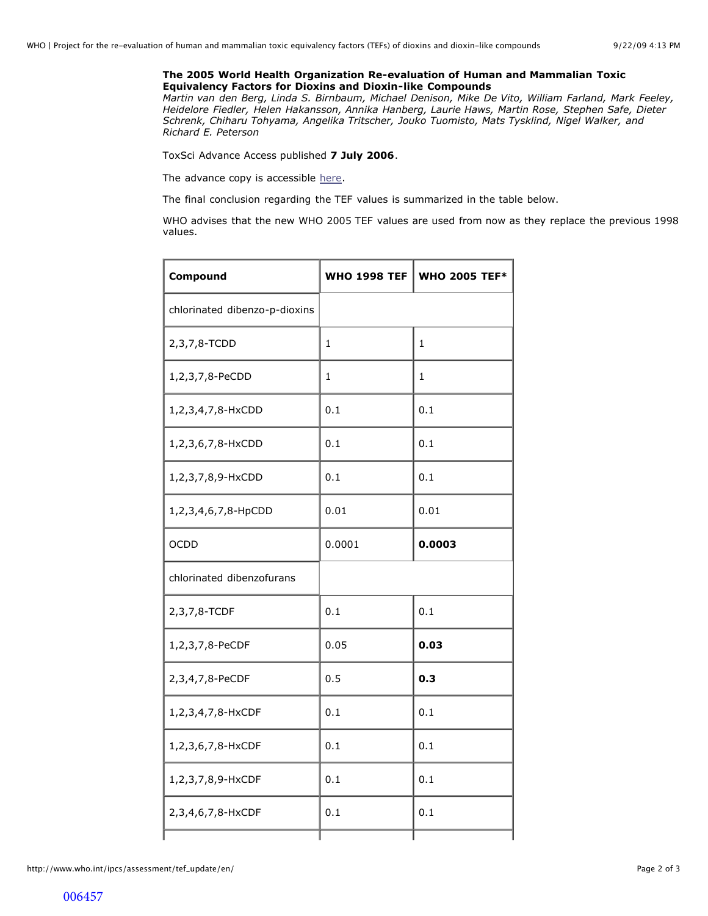**The 2005 World Health Organization Re-evaluation of Human and Mammalian Toxic Equivalency Factors for Dioxins and Dioxin-like Compounds**
*Martin van den Berg, Linda S. Birnbaum, Michael Denison, Mike De Vito, William Farland, Mark Feeley, Heidelore Fiedler, Helen Hakansson, Annika Hanberg, Laurie Haws, Martin Rose, Stephen Safe, Dieter Schrenk, Chiharu Tohyama, Angelika Tritscher, Jouko Tuomisto, Mats Tysklind, Nigel Walker, and Richard E. Peterson*

ToxSci Advance Access published **7 July 2006**.

The advance copy is accessible here.

The final conclusion regarding the TEF values is summarized in the table below.

WHO advises that the new WHO 2005 TEF values are used from now as they replace the previous 1998 values.

| Compound | WHO 1998 TEF | WHO 2005 TEF* |
|---|---|---|
| chlorinated dibenzo-p-dioxins | | |
| 2,3,7,8-TCDD | 1 | 1 |
| 1,2,3,7,8-PeCDD | 1 | 1 |
| 1,2,3,4,7,8-HxCDD | 0.1 | 0.1 |
| 1,2,3,6,7,8-HxCDD | 0.1 | 0.1 |
| 1,2,3,7,8,9-HxCDD | 0.1 | 0.1 |
| 1,2,3,4,6,7,8-HpCDD | 0.01 | 0.01 |
| OCDD | 0.0001 | **0.0003** |
| chlorinated dibenzofurans | | |
| 2,3,7,8-TCDF | 0.1 | 0.1 |
| 1,2,3,7,8-PeCDF | 0.05 | **0.03** |
| 2,3,4,7,8-PeCDF | 0.5 | **0.3** |
| 1,2,3,4,7,8-HxCDF | 0.1 | 0.1 |
| 1,2,3,6,7,8-HxCDF | 0.1 | 0.1 |
| 1,2,3,7,8,9-HxCDF | 0.1 | 0.1 |
| 2,3,4,6,7,8-HxCDF | 0.1 | 0.1 |

006457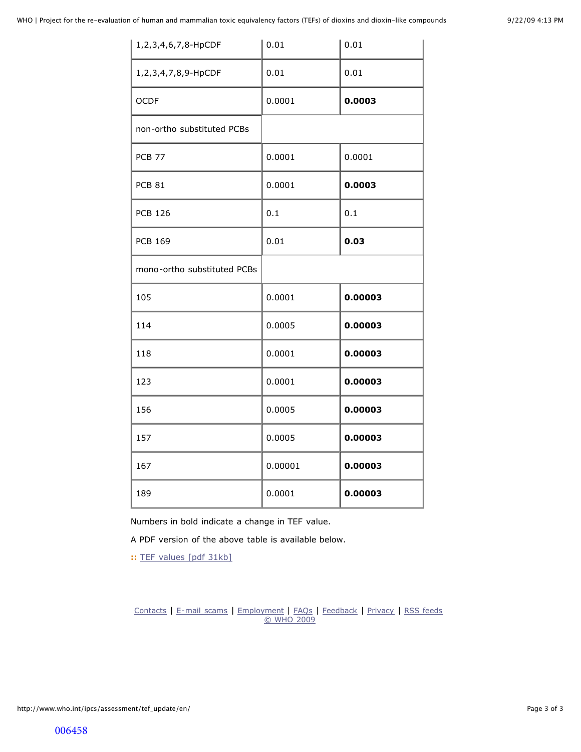| | | |
|---|---|---|
| 1,2,3,4,6,7,8-HpCDF | 0.01 | 0.01 |
| 1,2,3,4,7,8,9-HpCDF | 0.01 | 0.01 |
| OCDF | 0.0001 | **0.0003** |
| non-ortho substituted PCBs | | |
| PCB 77 | 0.0001 | 0.0001 |
| PCB 81 | 0.0001 | **0.0003** |
| PCB 126 | 0.1 | 0.1 |
| PCB 169 | 0.01 | **0.03** |
| mono-ortho substituted PCBs | | |
| 105 | 0.0001 | **0.00003** |
| 114 | 0.0005 | **0.00003** |
| 118 | 0.0001 | **0.00003** |
| 123 | 0.0001 | **0.00003** |
| 156 | 0.0005 | **0.00003** |
| 157 | 0.0005 | **0.00003** |
| 167 | 0.00001 | **0.00003** |
| 189 | 0.0001 | **0.00003** |

Numbers in bold indicate a change in TEF value.

A PDF version of the above table is available below.

:: TEF values [pdf 31kb]

Contacts | E-mail scams | Employment | FAQs | Feedback | Privacy | RSS feeds
© WHO 2009

006458